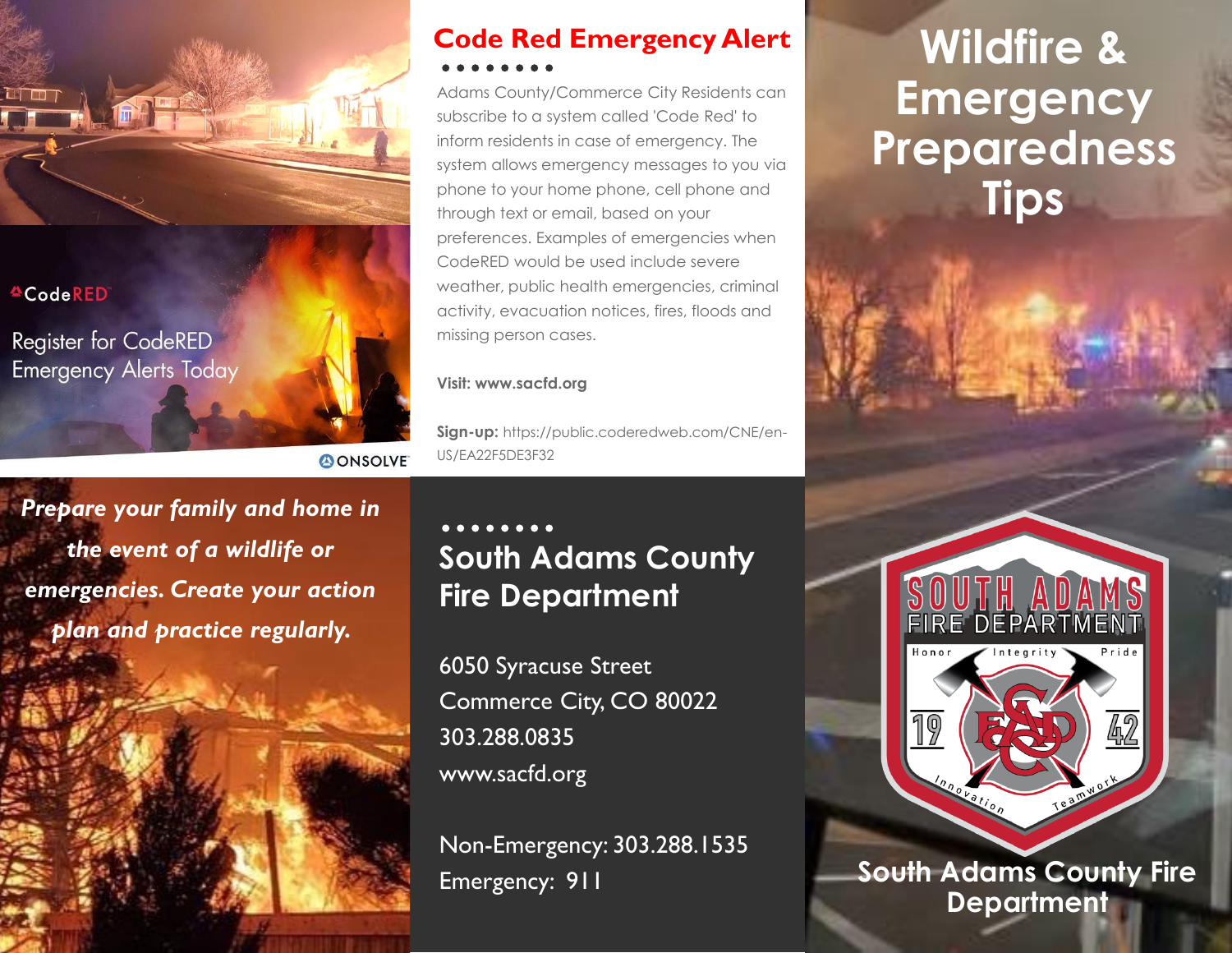CodeRED

Register for CodeRED Emergency Alerts Today

ONSOLVE

***Prepare your family and home in the event of a wildlife or emergencies. Create your action plan and practice regularly.***

## Code Red Emergency Alert

Adams County/Commerce City Residents can subscribe to a system called 'Code Red' to inform residents in case of emergency. The system allows emergency messages to you via phone to your home phone, cell phone and through text or email, based on your preferences. Examples of emergencies when CodeRED would be used include severe weather, public health emergencies, criminal activity, evacuation notices, fires, floods and missing person cases.

**Visit: www.sacfd.org**

**Sign-up:** https://public.coderedweb.com/CNE/en-US/EA22F5DE3F32

## South Adams County Fire Department

6050 Syracuse Street
Commerce City, CO 80022
303.288.0835
www.sacfd.org

Non-Emergency: 303.288.1535
Emergency: 911

# Wildfire & Emergency Preparedness Tips

SOUTH ADAMS FIRE DEPARTMENT
Honor Integrity Pride
19 42
Innovation Teamwork

**South Adams County Fire Department**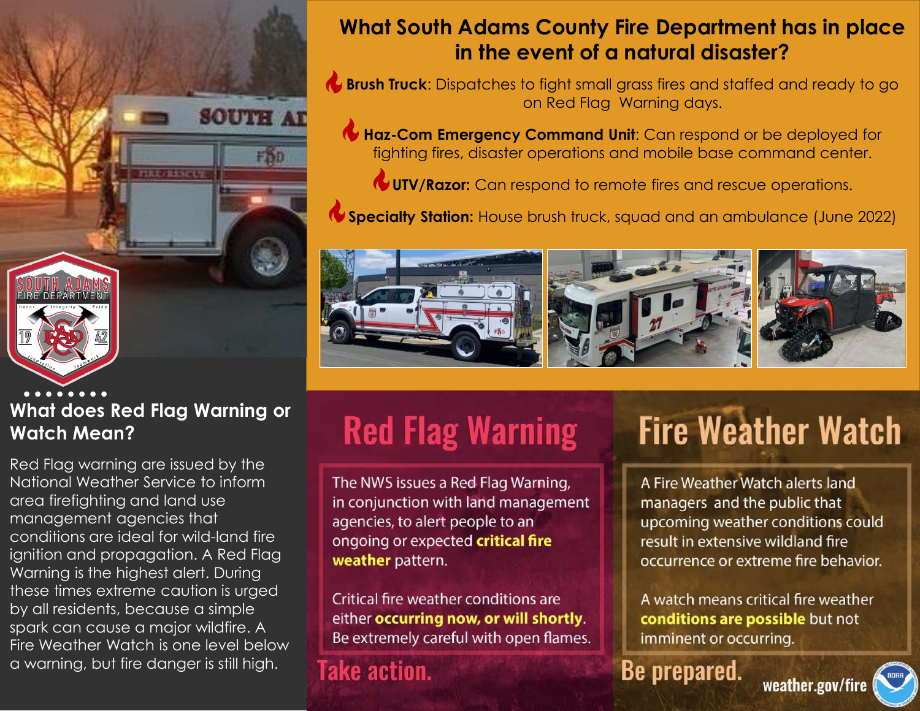## What South Adams County Fire Department has in place in the event of a natural disaster?

- **Brush Truck**: Dispatches to fight small grass fires and staffed and ready to go on Red Flag Warning days.
- **Haz-Com Emergency Command Unit**: Can respond or be deployed for fighting fires, disaster operations and mobile base command center.
- **UTV/Razor:** Can respond to remote fires and rescue operations.
- **Specialty Station:** House brush truck, squad and an ambulance (June 2022)

## What does Red Flag Warning or Watch Mean?

Red Flag warning are issued by the National Weather Service to inform area firefighting and land use management agencies that conditions are ideal for wild-land fire ignition and propagation. A Red Flag Warning is the highest alert. During these times extreme caution is urged by all residents, because a simple spark can cause a major wildfire. A Fire Weather Watch is one level below a warning, but fire danger is still high.

## Red Flag Warning

The NWS issues a Red Flag Warning, in conjunction with land management agencies, to alert people to an ongoing or expected **critical fire weather** pattern.

Critical fire weather conditions are either **occurring now, or will shortly**. Be extremely careful with open flames.

**Take action.**

## Fire Weather Watch

A Fire Weather Watch alerts land managers and the public that upcoming weather conditions could result in extensive wildland fire occurrence or extreme fire behavior.

A watch means critical fire weather **conditions are possible** but not imminent or occurring.

**Be prepared.**

weather.gov/fire